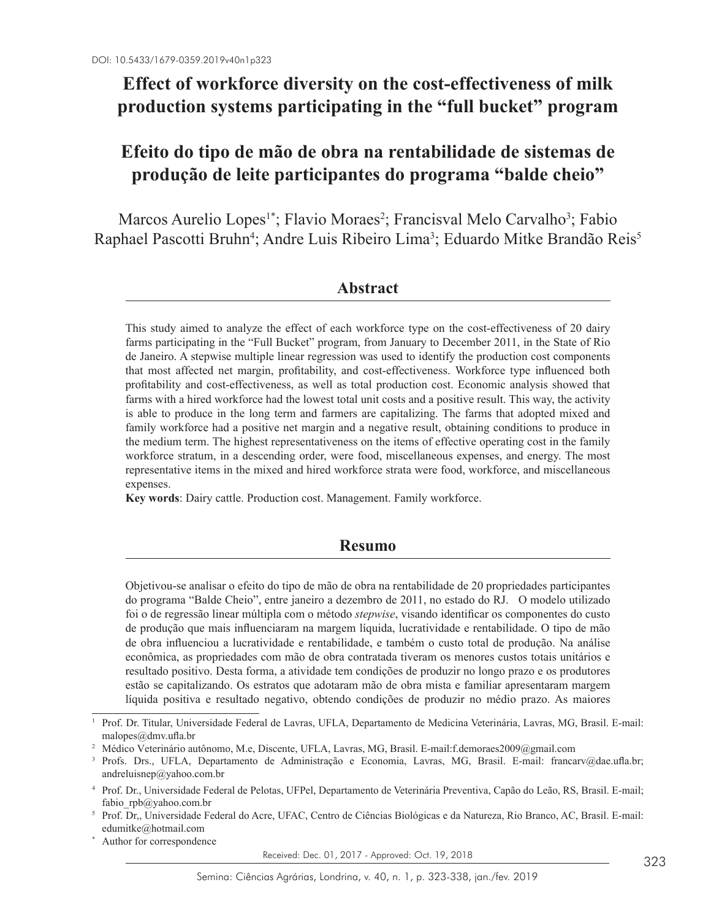DOI: 10.5433/1679-0359.2019v40n1p323

# Effect of workforce diversity on the cost-effectiveness of milk production systems participating in the "full bucket" program

# Efeito do tipo de mão de obra na rentabilidade de sistemas de produção de leite participantes do programa "balde cheio"

Marcos Aurelio Lopes[1*]; Flavio Moraes[2]; Francisval Melo Carvalho[3]; Fabio Raphael Pascotti Bruhn[4]; Andre Luis Ribeiro Lima[3]; Eduardo Mitke Brandão Reis[5]

## Abstract

This study aimed to analyze the effect of each workforce type on the cost-effectiveness of 20 dairy farms participating in the "Full Bucket" program, from January to December 2011, in the State of Rio de Janeiro. A stepwise multiple linear regression was used to identify the production cost components that most affected net margin, profitability, and cost-effectiveness. Workforce type influenced both profitability and cost-effectiveness, as well as total production cost. Economic analysis showed that farms with a hired workforce had the lowest total unit costs and a positive result. This way, the activity is able to produce in the long term and farmers are capitalizing. The farms that adopted mixed and family workforce had a positive net margin and a negative result, obtaining conditions to produce in the medium term. The highest representativeness on the items of effective operating cost in the family workforce stratum, in a descending order, were food, miscellaneous expenses, and energy. The most representative items in the mixed and hired workforce strata were food, workforce, and miscellaneous expenses.

**Key words**: Dairy cattle. Production cost. Management. Family workforce.

## Resumo

Objetivou-se analisar o efeito do tipo de mão de obra na rentabilidade de 20 propriedades participantes do programa "Balde Cheio", entre janeiro a dezembro de 2011, no estado do RJ. O modelo utilizado foi o de regressão linear múltipla com o método *stepwise*, visando identificar os componentes do custo de produção que mais influenciaram na margem líquida, lucratividade e rentabilidade. O tipo de mão de obra influenciou a lucratividade e rentabilidade, e também o custo total de produção. Na análise econômica, as propriedades com mão de obra contratada tiveram os menores custos totais unitários e resultado positivo. Desta forma, a atividade tem condições de produzir no longo prazo e os produtores estão se capitalizando. Os estratos que adotaram mão de obra mista e familiar apresentaram margem líquida positiva e resultado negativo, obtendo condições de produzir no médio prazo. As maiores

[1] Prof. Dr. Titular, Universidade Federal de Lavras, UFLA, Departamento de Medicina Veterinária, Lavras, MG, Brasil. E-mail: malopes@dmv.ufla.br

[2] Médico Veterinário autônomo, M.e, Discente, UFLA, Lavras, MG, Brasil. E-mail:f.demoraes2009@gmail.com

[3] Profs. Drs., UFLA, Departamento de Administração e Economia, Lavras, MG, Brasil. E-mail: francarv@dae.ufla.br; andreluisnep@yahoo.com.br

[4] Prof. Dr., Universidade Federal de Pelotas, UFPel, Departamento de Veterinária Preventiva, Capão do Leão, RS, Brasil. E-mail; fabio_rpb@yahoo.com.br

[5] Prof. Dr,, Universidade Federal do Acre, UFAC, Centro de Ciências Biológicas e da Natureza, Rio Branco, AC, Brasil. E-mail: edumitke@hotmail.com

[*] Author for correspondence

Received: Dec. 01, 2017 - Approved: Oct. 19, 2018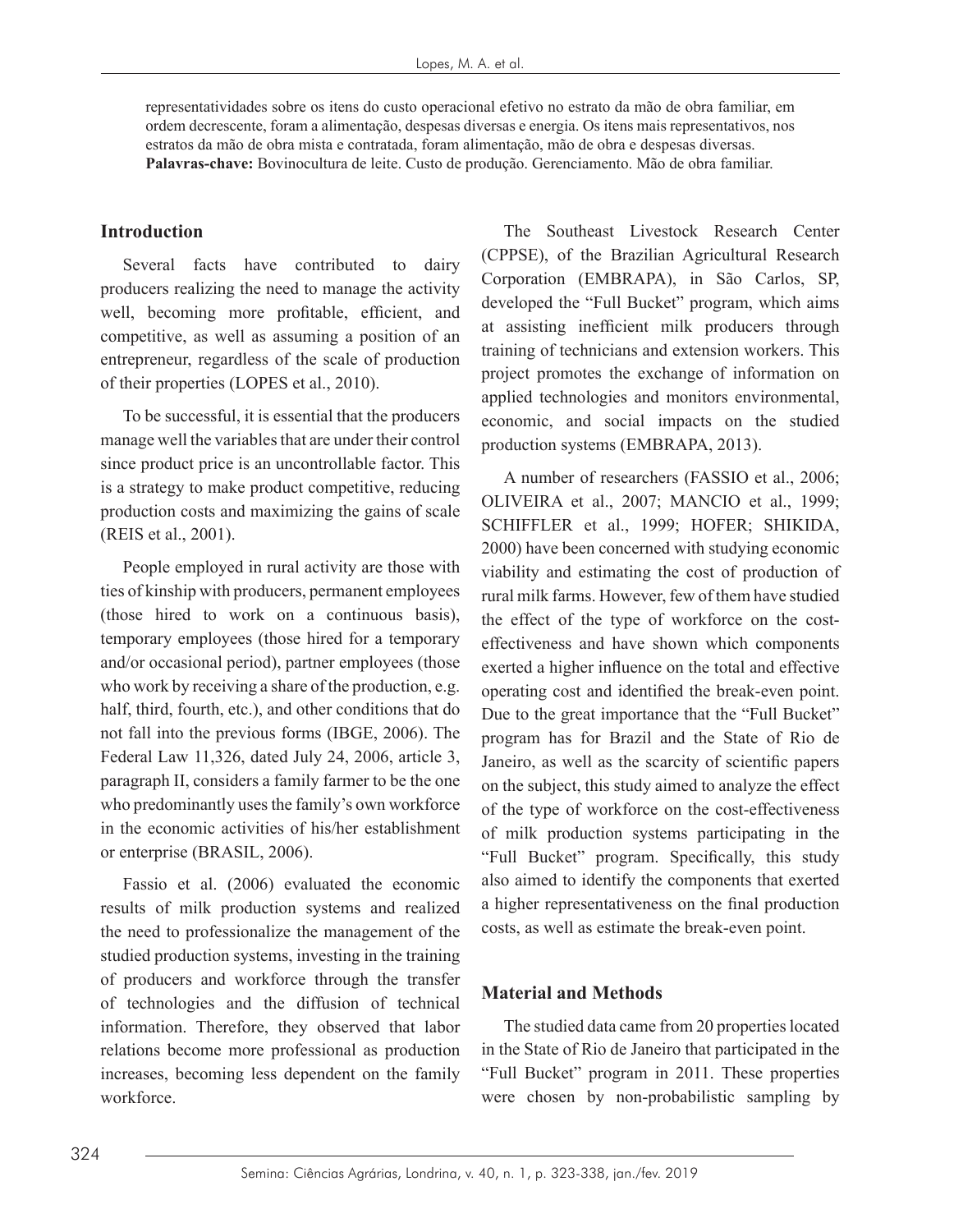representatividades sobre os itens do custo operacional efetivo no estrato da mão de obra familiar, em ordem decrescente, foram a alimentação, despesas diversas e energia. Os itens mais representativos, nos estratos da mão de obra mista e contratada, foram alimentação, mão de obra e despesas diversas.
**Palavras-chave:** Bovinocultura de leite. Custo de produção. Gerenciamento. Mão de obra familiar.

## Introduction

Several facts have contributed to dairy producers realizing the need to manage the activity well, becoming more profitable, efficient, and competitive, as well as assuming a position of an entrepreneur, regardless of the scale of production of their properties (LOPES et al., 2010).

To be successful, it is essential that the producers manage well the variables that are under their control since product price is an uncontrollable factor. This is a strategy to make product competitive, reducing production costs and maximizing the gains of scale (REIS et al., 2001).

People employed in rural activity are those with ties of kinship with producers, permanent employees (those hired to work on a continuous basis), temporary employees (those hired for a temporary and/or occasional period), partner employees (those who work by receiving a share of the production, e.g. half, third, fourth, etc.), and other conditions that do not fall into the previous forms (IBGE, 2006). The Federal Law 11,326, dated July 24, 2006, article 3, paragraph II, considers a family farmer to be the one who predominantly uses the family's own workforce in the economic activities of his/her establishment or enterprise (BRASIL, 2006).

Fassio et al. (2006) evaluated the economic results of milk production systems and realized the need to professionalize the management of the studied production systems, investing in the training of producers and workforce through the transfer of technologies and the diffusion of technical information. Therefore, they observed that labor relations become more professional as production increases, becoming less dependent on the family workforce.

The Southeast Livestock Research Center (CPPSE), of the Brazilian Agricultural Research Corporation (EMBRAPA), in São Carlos, SP, developed the "Full Bucket" program, which aims at assisting inefficient milk producers through training of technicians and extension workers. This project promotes the exchange of information on applied technologies and monitors environmental, economic, and social impacts on the studied production systems (EMBRAPA, 2013).

A number of researchers (FASSIO et al., 2006; OLIVEIRA et al., 2007; MANCIO et al., 1999; SCHIFFLER et al., 1999; HOFER; SHIKIDA, 2000) have been concerned with studying economic viability and estimating the cost of production of rural milk farms. However, few of them have studied the effect of the type of workforce on the cost-effectiveness and have shown which components exerted a higher influence on the total and effective operating cost and identified the break-even point. Due to the great importance that the "Full Bucket" program has for Brazil and the State of Rio de Janeiro, as well as the scarcity of scientific papers on the subject, this study aimed to analyze the effect of the type of workforce on the cost-effectiveness of milk production systems participating in the "Full Bucket" program. Specifically, this study also aimed to identify the components that exerted a higher representativeness on the final production costs, as well as estimate the break-even point.

## Material and Methods

The studied data came from 20 properties located in the State of Rio de Janeiro that participated in the "Full Bucket" program in 2011. These properties were chosen by non-probabilistic sampling by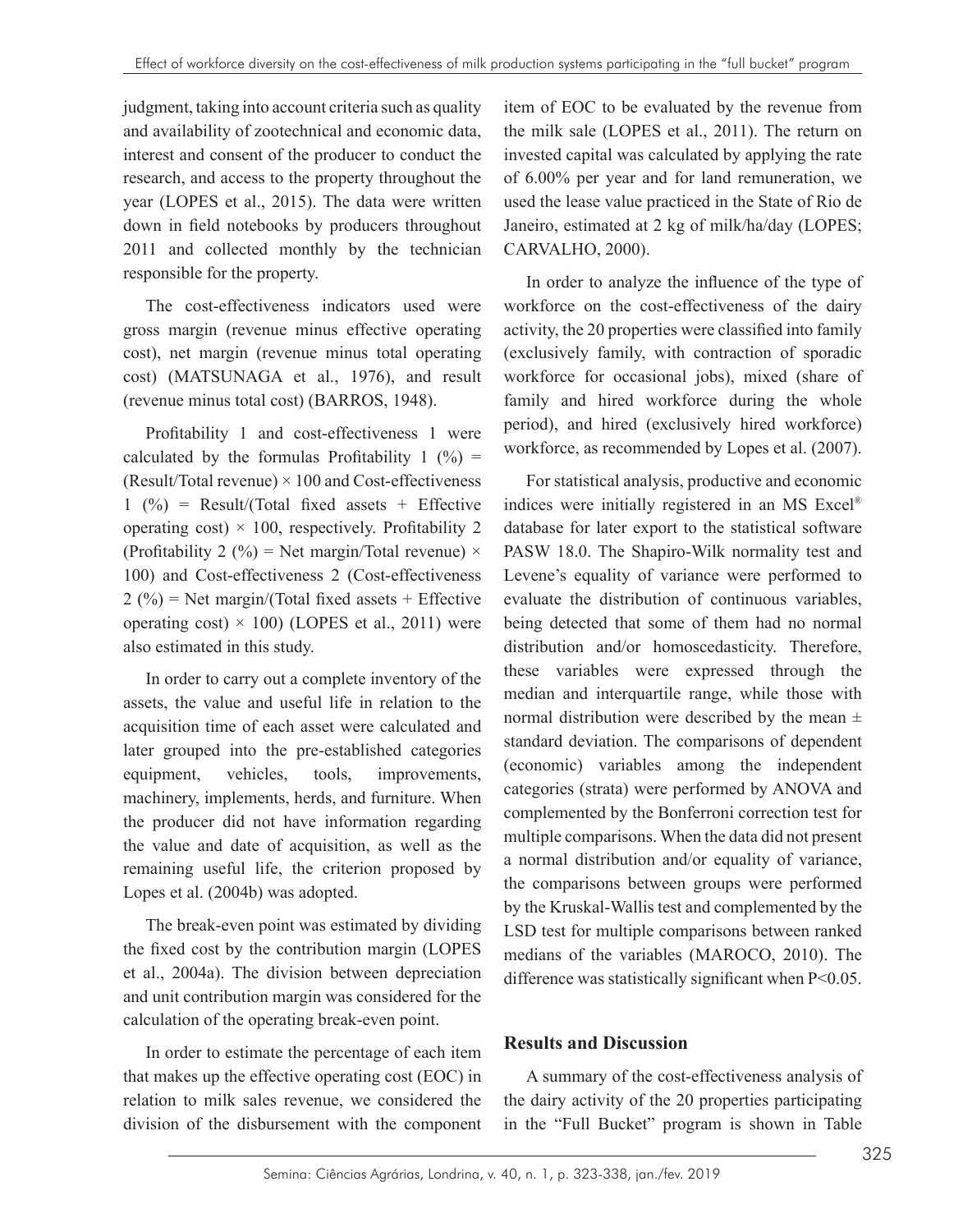judgment, taking into account criteria such as quality and availability of zootechnical and economic data, interest and consent of the producer to conduct the research, and access to the property throughout the year (LOPES et al., 2015). The data were written down in field notebooks by producers throughout 2011 and collected monthly by the technician responsible for the property.

The cost-effectiveness indicators used were gross margin (revenue minus effective operating cost), net margin (revenue minus total operating cost) (MATSUNAGA et al., 1976), and result (revenue minus total cost) (BARROS, 1948).

Profitability 1 and cost-effectiveness 1 were calculated by the formulas Profitability 1 (%) = (Result/Total revenue) × 100 and Cost-effectiveness 1 (%) = Result/(Total fixed assets + Effective operating cost) × 100, respectively. Profitability 2 (Profitability 2 (%) = Net margin/Total revenue) × 100) and Cost-effectiveness 2 (Cost-effectiveness 2 (%) = Net margin/(Total fixed assets + Effective operating cost) × 100) (LOPES et al., 2011) were also estimated in this study.

In order to carry out a complete inventory of the assets, the value and useful life in relation to the acquisition time of each asset were calculated and later grouped into the pre-established categories equipment, vehicles, tools, improvements, machinery, implements, herds, and furniture. When the producer did not have information regarding the value and date of acquisition, as well as the remaining useful life, the criterion proposed by Lopes et al. (2004b) was adopted.

The break-even point was estimated by dividing the fixed cost by the contribution margin (LOPES et al., 2004a). The division between depreciation and unit contribution margin was considered for the calculation of the operating break-even point.

In order to estimate the percentage of each item that makes up the effective operating cost (EOC) in relation to milk sales revenue, we considered the division of the disbursement with the component item of EOC to be evaluated by the revenue from the milk sale (LOPES et al., 2011). The return on invested capital was calculated by applying the rate of 6.00% per year and for land remuneration, we used the lease value practiced in the State of Rio de Janeiro, estimated at 2 kg of milk/ha/day (LOPES; CARVALHO, 2000).

In order to analyze the influence of the type of workforce on the cost-effectiveness of the dairy activity, the 20 properties were classified into family (exclusively family, with contraction of sporadic workforce for occasional jobs), mixed (share of family and hired workforce during the whole period), and hired (exclusively hired workforce) workforce, as recommended by Lopes et al. (2007).

For statistical analysis, productive and economic indices were initially registered in an MS Excel® database for later export to the statistical software PASW 18.0. The Shapiro-Wilk normality test and Levene's equality of variance were performed to evaluate the distribution of continuous variables, being detected that some of them had no normal distribution and/or homoscedasticity. Therefore, these variables were expressed through the median and interquartile range, while those with normal distribution were described by the mean ± standard deviation. The comparisons of dependent (economic) variables among the independent categories (strata) were performed by ANOVA and complemented by the Bonferroni correction test for multiple comparisons. When the data did not present a normal distribution and/or equality of variance, the comparisons between groups were performed by the Kruskal-Wallis test and complemented by the LSD test for multiple comparisons between ranked medians of the variables (MAROCO, 2010). The difference was statistically significant when $P<0.05$.

## Results and Discussion

A summary of the cost-effectiveness analysis of the dairy activity of the 20 properties participating in the "Full Bucket" program is shown in Table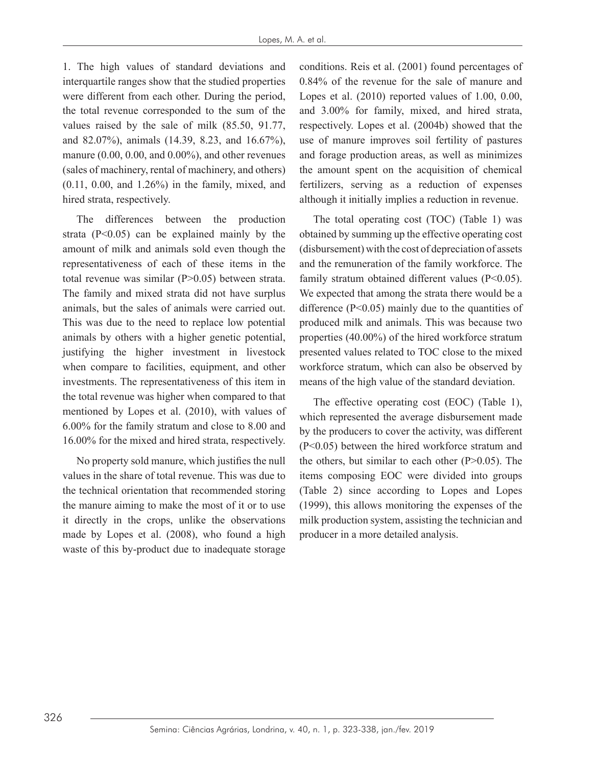1. The high values of standard deviations and interquartile ranges show that the studied properties were different from each other. During the period, the total revenue corresponded to the sum of the values raised by the sale of milk (85.50, 91.77, and 82.07%), animals (14.39, 8.23, and 16.67%), manure (0.00, 0.00, and 0.00%), and other revenues (sales of machinery, rental of machinery, and others) (0.11, 0.00, and 1.26%) in the family, mixed, and hired strata, respectively.

The differences between the production strata ($P<0.05$) can be explained mainly by the amount of milk and animals sold even though the representativeness of each of these items in the total revenue was similar ($P>0.05$) between strata. The family and mixed strata did not have surplus animals, but the sales of animals were carried out. This was due to the need to replace low potential animals by others with a higher genetic potential, justifying the higher investment in livestock when compare to facilities, equipment, and other investments. The representativeness of this item in the total revenue was higher when compared to that mentioned by Lopes et al. (2010), with values of 6.00% for the family stratum and close to 8.00 and 16.00% for the mixed and hired strata, respectively.

No property sold manure, which justifies the null values in the share of total revenue. This was due to the technical orientation that recommended storing the manure aiming to make the most of it or to use it directly in the crops, unlike the observations made by Lopes et al. (2008), who found a high waste of this by-product due to inadequate storage conditions. Reis et al. (2001) found percentages of 0.84% of the revenue for the sale of manure and Lopes et al. (2010) reported values of 1.00, 0.00, and 3.00% for family, mixed, and hired strata, respectively. Lopes et al. (2004b) showed that the use of manure improves soil fertility of pastures and forage production areas, as well as minimizes the amount spent on the acquisition of chemical fertilizers, serving as a reduction of expenses although it initially implies a reduction in revenue.

The total operating cost (TOC) (Table 1) was obtained by summing up the effective operating cost (disbursement) with the cost of depreciation of assets and the remuneration of the family workforce. The family stratum obtained different values ($P<0.05$). We expected that among the strata there would be a difference ($P<0.05$) mainly due to the quantities of produced milk and animals. This was because two properties (40.00%) of the hired workforce stratum presented values related to TOC close to the mixed workforce stratum, which can also be observed by means of the high value of the standard deviation.

The effective operating cost (EOC) (Table 1), which represented the average disbursement made by the producers to cover the activity, was different ($P<0.05$) between the hired workforce stratum and the others, but similar to each other ($P>0.05$). The items composing EOC were divided into groups (Table 2) since according to Lopes and Lopes (1999), this allows monitoring the expenses of the milk production system, assisting the technician and producer in a more detailed analysis.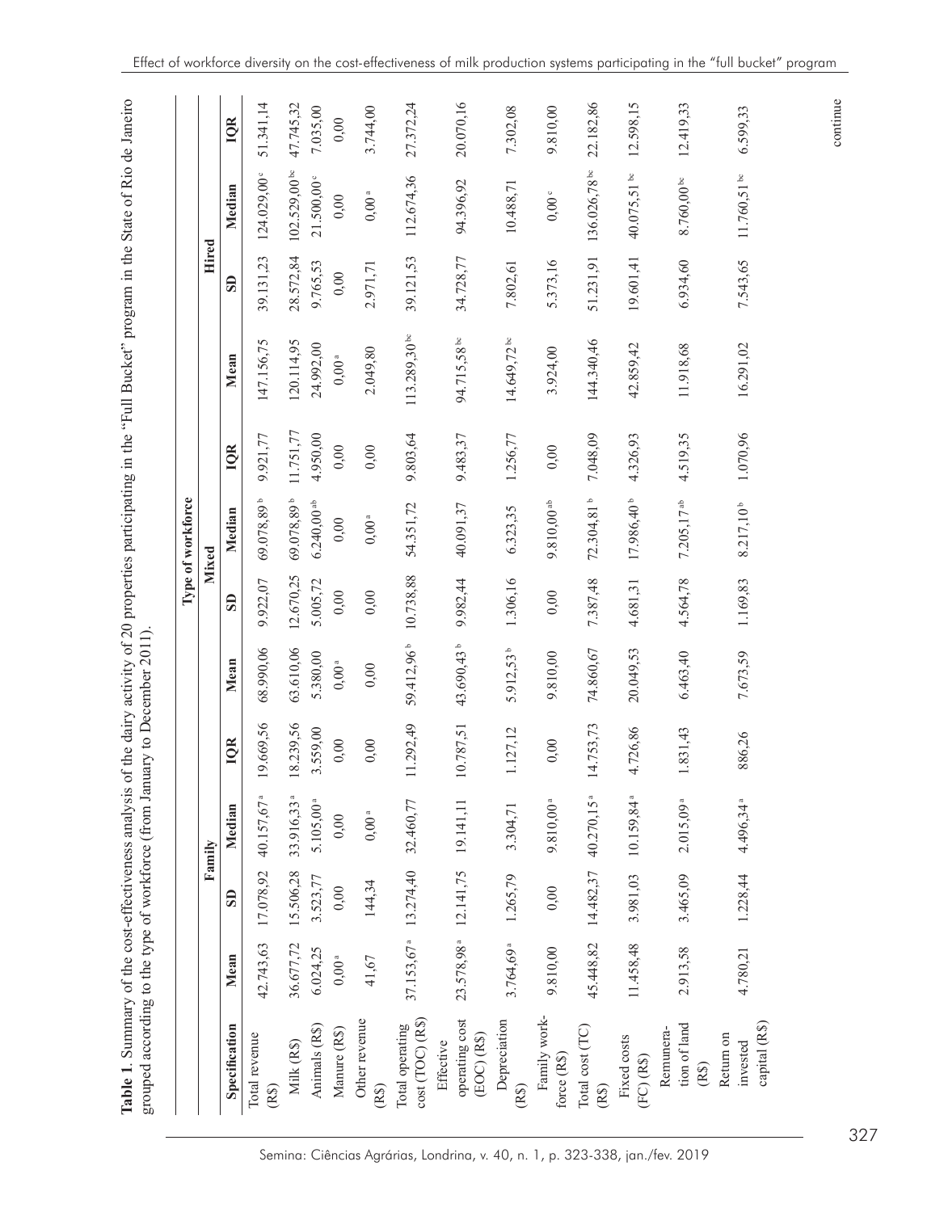**Table 1**. Summary of the cost-effectiveness analysis of the dairy activity of 20 properties participating in the "Full Bucket" program in the State of Rio de Janeiro grouped according to the type of workforce (from January to December 2011).

| Specification | Type of workforce | | | | | | | | | | | |
|---|---|---|---|---|---|---|---|---|---|---|---|---|
| | Family | | | | Mixed | | | | Hired | | | |
| | Mean | SD | Median | IQR | Mean | SD | Median | IQR | Mean | SD | Median | IQR |
| Total revenue (R$) | 42.743,63 | 17.078,92 | 40.157,67 [a] | 19.669,56 | 68.990,06 | 9.922,07 | 69.078,89 [b] | 9.921,77 | 147.156,75 | 39.131,23 | 124.029,00 [c] | 51.341,14 |
| Milk (R$) | 36.677,72 | 15.506,28 | 33.916,33 [a] | 18.239,56 | 63.610,06 | 12.670,25 | 69.078,89 [b] | 11.751,77 | 120.114,95 | 28.572,84 | 102.529,00 [bc] | 47.745,32 |
| Animals (R$) | 6.024,25 | 3.523,77 | 5.105,00 [a] | 3.559,00 | 5.380,00 | 5.005,72 | 6.240,00 [ab] | 4.950,00 | 24.992,00 | 9.765,53 | 21.500,00 [c] | 7.035,00 |
| Manure (R$) | 0,00 [a] | 0,00 | 0,00 | 0,00 | 0,00 [a] | 0,00 | 0,00 | 0,00 | 0,00 [a] | 0,00 | 0,00 | 0,00 |
| Other revenue (R$) | 41,67 | 144,34 | 0,00 [a] | 0,00 | 0,00 | 0,00 | 0,00 [a] | 0,00 | 2.049,80 | 2.971,71 | 0,00 [a] | 3.744,00 |
| Total operating cost (TOC) (R$) | 37.153,67 [a] | 13.274,40 | 32.460,77 | 11.292,49 | 59.412,96 [b] | 10.738,88 | 54.351,72 | 9.803,64 | 113.289,30 [bc] | 39.121,53 | 112.674,36 | 27.372,24 |
| Effective operating cost (EOC) (R$) | 23.578,98 [a] | 12.141,75 | 19.141,11 | 10.787,51 | 43.690,43 [b] | 9.982,44 | 40.091,37 | 9.483,37 | 94.715,58 [bc] | 34.728,77 | 94.396,92 | 20.070,16 |
| Depreciation (R$) | 3.764,69 [a] | 1.265,79 | 3.304,71 | 1.127,12 | 5.912,53 [b] | 1.306,16 | 6.323,35 | 1.256,77 | 14.649,72 [bc] | 7.802,61 | 10.488,71 | 7.302,08 |
| Family workforce (R$) | 9.810,00 | 0,00 | 9.810,00 [a] | 0,00 | 9.810,00 | 0,00 | 9.810,00 [ab] | 0,00 | 3.924,00 | 5.373,16 | 0,00 [c] | 9.810,00 |
| Total cost (TC) (R$) | 45.448,82 | 14.482,37 | 40.270,15 [a] | 14.753,73 | 74.860,67 | 7.387,48 | 72.304,81 [b] | 7.048,09 | 144.340,46 | 51.231,91 | 136.026,78 [bc] | 22.182,86 |
| Fixed costs (FC) (R$) | 11.458,48 | 3.981,03 | 10.159,84 [a] | 4.726,86 | 20.049,53 | 4.681,31 | 17.986,40 [b] | 4.326,93 | 42.859,42 | 19.601,41 | 40.075,51 [bc] | 12.598,15 |
| Remuneration of land (R$) | 2.913,58 | 3.465,09 | 2.015,09 [a] | 1.831,43 | 6.463,40 | 4.564,78 | 7.205,17 [ab] | 4.519,35 | 11.918,68 | 6.934,60 | 8.760,00 [bc] | 12.419,33 |
| Return on invested capital (R$) | 4.780,21 | 1.228,44 | 4.496,34 [a] | 886,26 | 7.673,59 | 1.169,83 | 8.217,10 [b] | 1.070,96 | 16.291,02 | 7.543,65 | 11.760,51 [bc] | 6.599,33 |

continue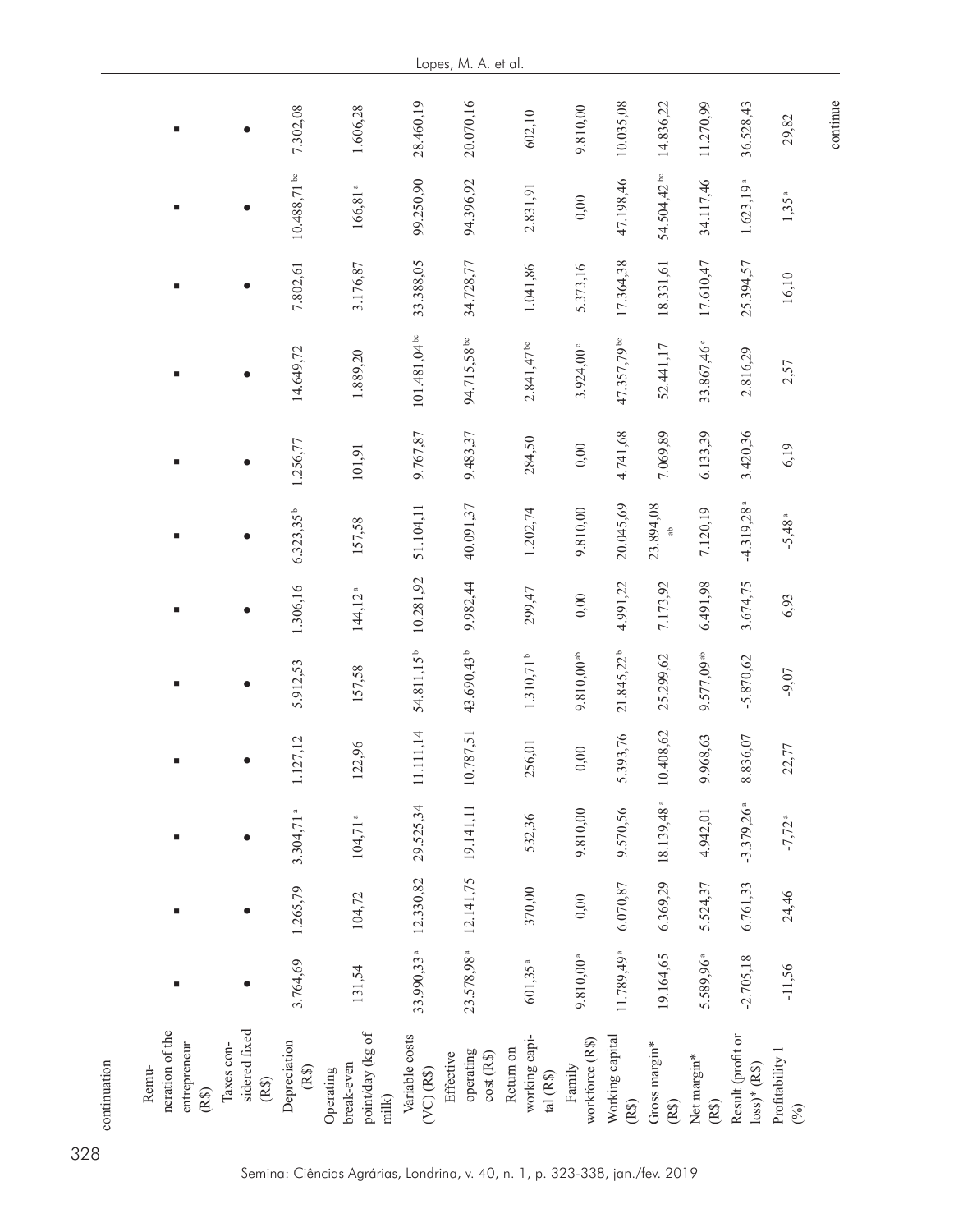continuation

| | | | | | | | | | | | | |
|---|---|---|---|---|---|---|---|---|---|---|---|---|
| Remuneration of the entrepreneur (R$) | ■ | ■ | ■ | ■ | ■ | ■ | ■ | ■ | ■ | ■ | ■ | ■ |
| Taxes considered fixed (R$) | ● | ● | ● | ● | ● | ● | ● | ● | ● | ● | ● | ● |
| Depreciation (R$) | 3.764,69 | 1.265,79 | 3.304,71 [a] | 1.127,12 | 5.912,53 | 1.306,16 | 6.323,35 [b] | 1.256,77 | 14.649,72 | 7.802,61 | 10.488,71 [bc] | 7.302,08 |
| Operating break-even point/day (kg of milk) | 131,54 | 104,72 | 104,71 [a] | 122,96 | 157,58 | 144,12 [a] | 157,58 | 101,91 | 1.889,20 | 3.176,87 | 166,81 [a] | 1.606,28 |
| Variable costs (VC) (R$) | 33.990,33 [a] | 12.330,82 | 29.525,34 | 11.111,14 | 54.811,15 [b] | 10.281,92 | 51.104,11 | 9.767,87 | 101.481,04 [bc] | 33.388,05 | 99.250,90 | 28.460,19 |
| Effective operating cost (R$) | 23.578,98 [a] | 12.141,75 | 19.141,11 | 10.787,51 | 43.690,43 [b] | 9.982,44 | 40.091,37 | 9.483,37 | 94.715,58 [bc] | 34.728,77 | 94.396,92 | 20.070,16 |
| Return on working capital (R$) | 601,35 [a] | 370,00 | 532,36 | 256,01 | 1.310,71 [b] | 299,47 | 1.202,74 | 284,50 | 2.841,47 [bc] | 1.041,86 | 2.831,91 | 602,10 |
| Family workforce (R$) | 9.810,00 [a] | 0,00 | 9.810,00 | 0,00 | 9.810,00 [ab] | 0,00 | 9.810,00 | 0,00 | 3.924,00 [c] | 5.373,16 | 0,00 | 9.810,00 |
| Working capital (R$) | 11.789,49 [a] | 6.070,87 | 9.570,56 | 5.393,76 | 21.845,22 [b] | 4.991,22 | 20.045,69 | 4.741,68 | 47.357,79 [bc] | 17.364,38 | 47.198,46 | 10.035,08 |
| Gross margin* (R$) | 19.164,65 | 6.369,29 | 18.139,48 [a] | 10.408,62 | 25.299,62 | 7.173,92 | 23.894,08 [ab] | 7.069,89 | 52.441,17 | 18.331,61 | 54.504,42 [bc] | 14.836,22 |
| Net margin* (R$) | 5.589,96 [a] | 5.524,37 | 4.942,01 | 9.968,63 | 9.577,09 [ab] | 6.491,98 | 7.120,19 | 6.133,39 | 33.867,46 [c] | 17.610,47 | 34.117,46 | 11.270,99 |
| Result (profit or loss)* (R$) | -2.705,18 | 6.761,33 | -3.379,26 [a] | 8.836,07 | -5.870,62 | 3.674,75 | -4.319,28 [a] | 3.420,36 | 2.816,29 | 25.394,57 | 1.623,19 [a] | 36.528,43 |
| Profitability 1 (%) | -11,56 | 24,46 | -7,72 [a] | 22,77 | -9,07 | 6,93 | -5,48 [a] | 6,19 | 2,57 | 16,10 | 1,35 [a] | 29,82 |

continue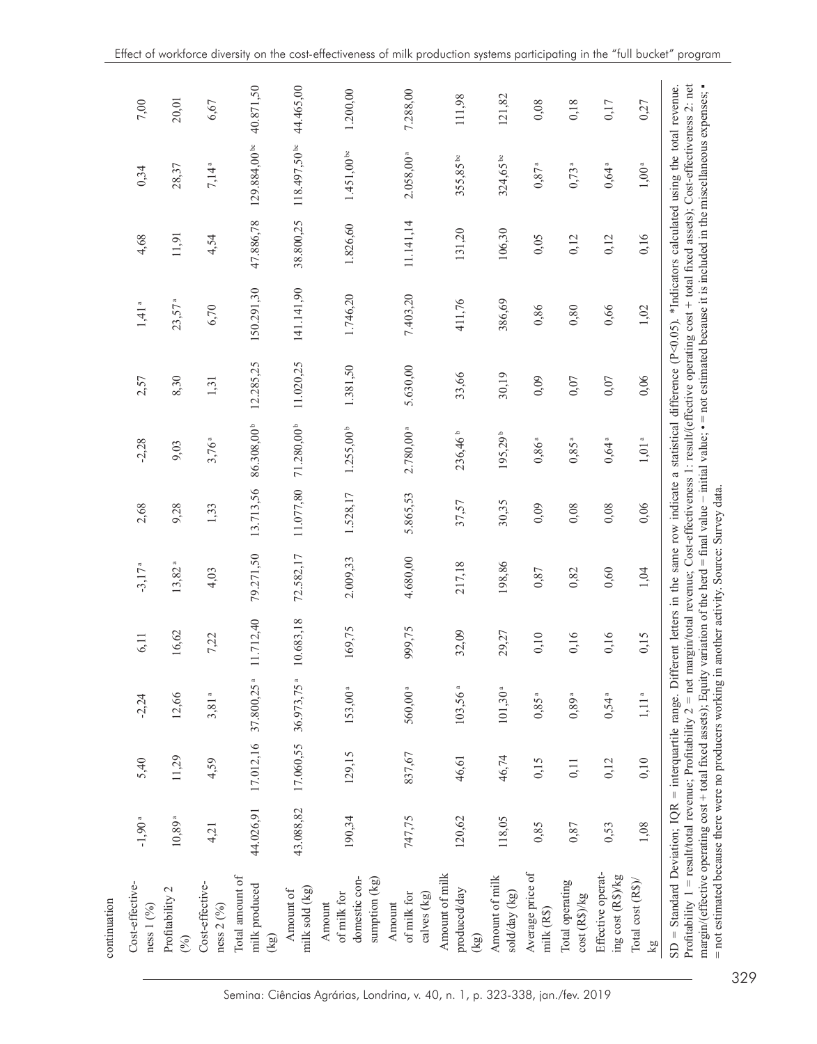continuation

| Cost-effectiveness 1 (%) | -1,90 [a] | 5,40 | -2,24 | 6,11 | -3,17 [a] | 2,68 | -2,28 | 2,57 | 1,41 [a] | 4,68 | 0,34 | 7,00 |
|---|---|---|---|---|---|---|---|---|---|---|---|---|
| Profitability 2 (%) | 10,89 [a] | 11,29 | 12,66 | 16,62 | 13,82 [a] | 9,28 | 9,03 | 8,30 | 23,57 [a] | 11,91 | 28,37 | 20,01 |
| Cost-effectiveness 2 (%) | 4,21 | 4,59 | 3,81 [a] | 7,22 | 4,03 | 1,33 | 3,76 [a] | 1,31 | 6,70 | 4,54 | 7,14 [a] | 6,67 |
| Total amount of milk produced (kg) | 44.026,91 | 17.012,16 | 37.800,25 [a] | 11.712,40 | 79.271,50 | 13.713,56 | 86.308,00 [b] | 12.285,25 | 150.291,30 | 47.886,78 | 129.884,00 [bc] | 40.871,50 |
| Amount of milk sold (kg) | 43.088,82 | 17.060,55 | 36.973,75 [a] | 10.683,18 | 72.582,17 | 11.077,80 | 71.280,00 [b] | 11.020,25 | 141.141,90 | 38.800,25 | 118.497,50 [bc] | 44.465,00 |
| Amount of milk for domestic consumption (kg) | 190,34 | 129,15 | 153,00 [a] | 169,75 | 2.009,33 | 1.528,17 | 1.255,00 [b] | 1.381,50 | 1.746,20 | 1.826,60 | 1.451,00 [bc] | 1.200,00 |
| Amount of milk for calves (kg) | 747,75 | 837,67 | 560,00 [a] | 999,75 | 4.680,00 | 5.865,53 | 2.780,00 [a] | 5.630,00 | 7.403,20 | 11.141,14 | 2.058,00 [a] | 7.288,00 |
| Amount of milk produced/day (kg) | 120,62 | 46,61 | 103,56 [a] | 32,09 | 217,18 | 37,57 | 236,46 [b] | 33,66 | 411,76 | 131,20 | 355,85 [bc] | 111,98 |
| Amount of milk sold/day (kg) | 118,05 | 46,74 | 101,30 [a] | 29,27 | 198,86 | 30,35 | 195,29 [b] | 30,19 | 386,69 | 106,30 | 324,65 [bc] | 121,82 |
| Average price of milk (R$) | 0,85 | 0,15 | 0,85 [a] | 0,10 | 0,87 | 0,09 | 0,86 [a] | 0,09 | 0,86 | 0,05 | 0,87 [a] | 0,08 |
| Total operating cost (R$)/kg | 0,87 | 0,11 | 0,89 [a] | 0,16 | 0,82 | 0,08 | 0,85 [a] | 0,07 | 0,80 | 0,12 | 0,73 [a] | 0,18 |
| Effective operating cost (R$)/kg | 0,53 | 0,12 | 0,54 [a] | 0,16 | 0,60 | 0,08 | 0,64 [a] | 0,07 | 0,66 | 0,12 | 0,64 [a] | 0,17 |
| Total cost (R$)/kg | 1,08 | 0,10 | 1,11 [a] | 0,15 | 1,04 | 0,06 | 1,01 [a] | 0,06 | 1,02 | 0,16 | 1,00 [a] | 0,27 |

SD = Standard Deviation; IQR = interquartile range. Different letters in the same row indicate a statistical difference ($P<0.05$). *Indicators calculated using the total revenue. Profitability 1 = result/total revenue; Profitability 2 = net margin/total revenue; Cost-effectiveness 1: result/(effective operating cost + total fixed assets); Cost-effectiveness 2: net margin/(effective operating cost + total fixed assets); Equity variation of the herd = final value – initial value; • = not estimated because it is included in the miscellaneous expenses; ▪ = not estimated because there were no producers working in another activity. Source: Survey data.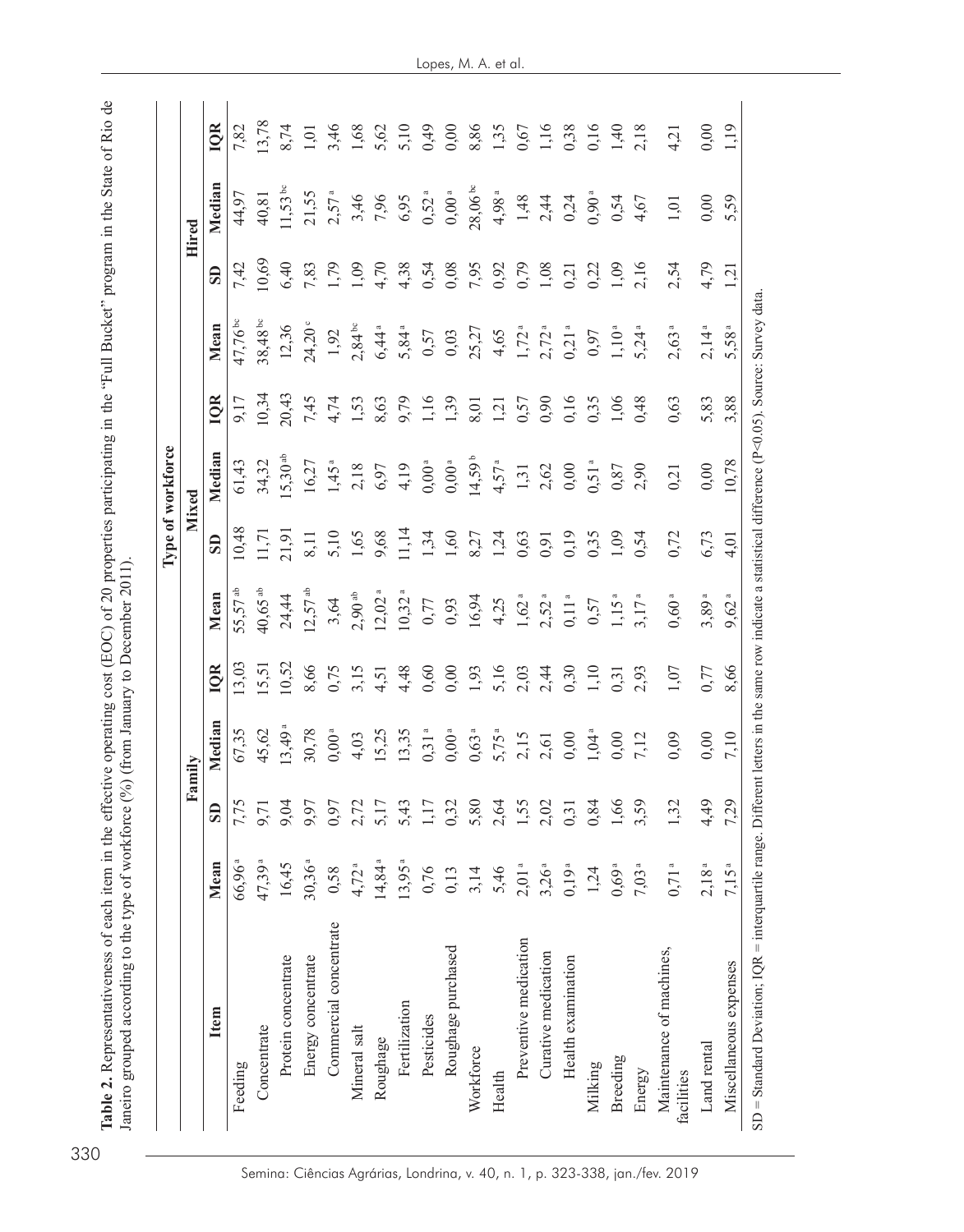**Table 2.** Representativeness of each item in the effective operating cost (EOC) of 20 properties participating in the "Full Bucket" program in the State of Rio de Janeiro grouped according to the type of workforce (%) (from January to December 2011).

| Item | Type of workforce | | | | | | | | | | | |
|---|---|---|---|---|---|---|---|---|---|---|---|---|
| | Family | | | | Mixed | | | | Hired | | | |
| | Mean | SD | Median | IQR | Mean | SD | Median | IQR | Mean | SD | Median | IQR |
| Feeding | 66,96[a] | 7,75 | 67,35 | 13,03 | 55,57[ab] | 10,48 | 61,43 | 9,17 | 47,76[bc] | 7,42 | 44,97 | 7,82 |
| Concentrate | 47,39[a] | 9,71 | 45,62 | 15,51 | 40,65[ab] | 11,71 | 34,32 | 10,34 | 38,48[bc] | 10,69 | 40,81 | 13,78 |
| Protein concentrate | 16,45 | 9,04 | 13,49[a] | 10,52 | 24,44 | 21,91 | 15,30[ab] | 20,43 | 12,36 | 6,40 | 11,53[bc] | 8,74 |
| Energy concentrate | 30,36[a] | 9,97 | 30,78 | 8,66 | 12,57[ab] | 8,11 | 16,27 | 7,45 | 24,20[c] | 7,83 | 21,55 | 1,01 |
| Commercial concentrate | 0,58 | 0,97 | 0,00[a] | 0,75 | 3,64 | 5,10 | 1,45[a] | 4,74 | 1,92 | 1,79 | 2,57[a] | 3,46 |
| Mineral salt | 4,72[a] | 2,72 | 4,03 | 3,15 | 2,90[ab] | 1,65 | 2,18 | 1,53 | 2,84[bc] | 1,09 | 3,46 | 1,68 |
| Roughage | 14,84[a] | 5,17 | 15,25 | 4,51 | 12,02[a] | 9,68 | 6,97 | 8,63 | 6,44[a] | 4,70 | 7,96 | 5,62 |
| Fertilization | 13,95[a] | 5,43 | 13,35 | 4,48 | 10,32[a] | 11,14 | 4,19 | 9,79 | 5,84[a] | 4,38 | 6,95 | 5,10 |
| Pesticides | 0,76 | 1,17 | 0,31[a] | 0,60 | 0,77 | 1,34 | 0,00[a] | 1,16 | 0,57 | 0,54 | 0,52[a] | 0,49 |
| Roughage purchased | 0,13 | 0,32 | 0,00[a] | 0,00 | 0,93 | 1,60 | 0,00[a] | 1,39 | 0,03 | 0,08 | 0,00[a] | 0,00 |
| Workforce | 3,14 | 5,80 | 0,63[a] | 1,93 | 16,94 | 8,27 | 14,59[b] | 8,01 | 25,27 | 7,95 | 28,06[bc] | 8,86 |
| Health | 5,46 | 2,64 | 5,75[a] | 5,16 | 4,25 | 1,24 | 4,57[a] | 1,21 | 4,65 | 0,92 | 4,98[a] | 1,35 |
| Preventive medication | 2,01[a] | 1,55 | 2,15 | 2,03 | 1,62[a] | 0,63 | 1,31 | 0,57 | 1,72[a] | 0,79 | 1,48 | 0,67 |
| Curative medication | 3,26[a] | 2,02 | 2,61 | 2,44 | 2,52[a] | 0,91 | 2,62 | 0,90 | 2,72[a] | 1,08 | 2,44 | 1,16 |
| Health examination | 0,19[a] | 0,31 | 0,00 | 0,30 | 0,11[a] | 0,19 | 0,00 | 0,16 | 0,21[a] | 0,21 | 0,24 | 0,38 |
| Milking | 1,24 | 0,84 | 1,04[a] | 1,10 | 0,57 | 0,35 | 0,51[a] | 0,35 | 0,97 | 0,22 | 0,90[a] | 0,16 |
| Breeding | 0,69[a] | 1,66 | 0,00 | 0,31 | 1,15[a] | 1,09 | 0,87 | 1,06 | 1,10[a] | 1,09 | 0,54 | 1,40 |
| Energy | 7,03[a] | 3,59 | 7,12 | 2,93 | 3,17[a] | 0,54 | 2,90 | 0,48 | 5,24[a] | 2,16 | 4,67 | 2,18 |
| Maintenance of machines, facilities | 0,71[a] | 1,32 | 0,09 | 1,07 | 0,60[a] | 0,72 | 0,21 | 0,63 | 2,63[a] | 2,54 | 1,01 | 4,21 |
| Land rental | 2,18[a] | 4,49 | 0,00 | 0,77 | 3,89[a] | 6,73 | 0,00 | 5,83 | 2,14[a] | 4,79 | 0,00 | 0,00 |
| Miscellaneous expenses | 7,15[a] | 7,29 | 7,10 | 8,66 | 9,62[a] | 4,01 | 10,78 | 3,88 | 5,58[a] | 1,21 | 5,59 | 1,19 |

SD = Standard Deviation; IQR = interquartile range. Different letters in the same row indicate a statistical difference ($P<0.05$). Source: Survey data.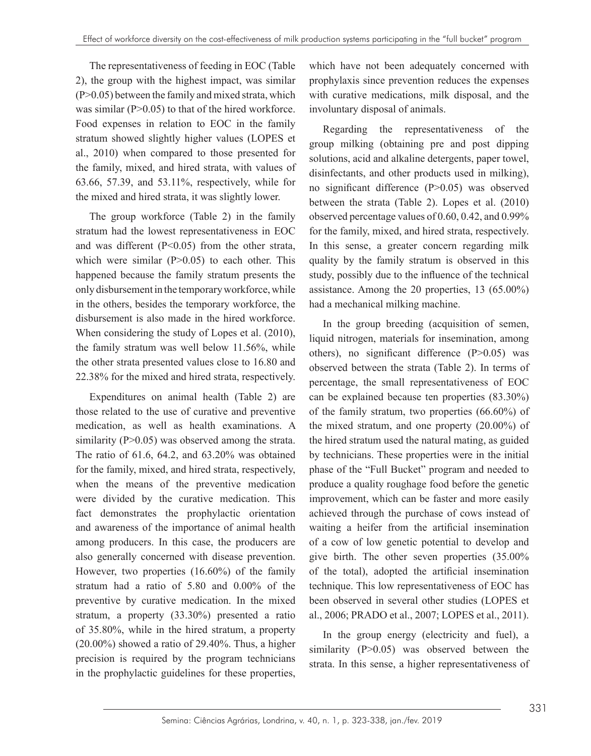The representativeness of feeding in EOC (Table 2), the group with the highest impact, was similar ($P>0.05$) between the family and mixed strata, which was similar ($P>0.05$) to that of the hired workforce. Food expenses in relation to EOC in the family stratum showed slightly higher values (LOPES et al., 2010) when compared to those presented for the family, mixed, and hired strata, with values of 63.66, 57.39, and 53.11%, respectively, while for the mixed and hired strata, it was slightly lower.

The group workforce (Table 2) in the family stratum had the lowest representativeness in EOC and was different ($P<0.05$) from the other strata, which were similar ($P>0.05$) to each other. This happened because the family stratum presents the only disbursement in the temporary workforce, while in the others, besides the temporary workforce, the disbursement is also made in the hired workforce. When considering the study of Lopes et al. (2010), the family stratum was well below 11.56%, while the other strata presented values close to 16.80 and 22.38% for the mixed and hired strata, respectively.

Expenditures on animal health (Table 2) are those related to the use of curative and preventive medication, as well as health examinations. A similarity ($P>0.05$) was observed among the strata. The ratio of 61.6, 64.2, and 63.20% was obtained for the family, mixed, and hired strata, respectively, when the means of the preventive medication were divided by the curative medication. This fact demonstrates the prophylactic orientation and awareness of the importance of animal health among producers. In this case, the producers are also generally concerned with disease prevention. However, two properties (16.60%) of the family stratum had a ratio of 5.80 and 0.00% of the preventive by curative medication. In the mixed stratum, a property (33.30%) presented a ratio of 35.80%, while in the hired stratum, a property (20.00%) showed a ratio of 29.40%. Thus, a higher precision is required by the program technicians in the prophylactic guidelines for these properties, which have not been adequately concerned with prophylaxis since prevention reduces the expenses with curative medications, milk disposal, and the involuntary disposal of animals.

Regarding the representativeness of the group milking (obtaining pre and post dipping solutions, acid and alkaline detergents, paper towel, disinfectants, and other products used in milking), no significant difference ($P>0.05$) was observed between the strata (Table 2). Lopes et al. (2010) observed percentage values of 0.60, 0.42, and 0.99% for the family, mixed, and hired strata, respectively. In this sense, a greater concern regarding milk quality by the family stratum is observed in this study, possibly due to the influence of the technical assistance. Among the 20 properties, 13 (65.00%) had a mechanical milking machine.

In the group breeding (acquisition of semen, liquid nitrogen, materials for insemination, among others), no significant difference ($P>0.05$) was observed between the strata (Table 2). In terms of percentage, the small representativeness of EOC can be explained because ten properties (83.30%) of the family stratum, two properties (66.60%) of the mixed stratum, and one property (20.00%) of the hired stratum used the natural mating, as guided by technicians. These properties were in the initial phase of the "Full Bucket" program and needed to produce a quality roughage food before the genetic improvement, which can be faster and more easily achieved through the purchase of cows instead of waiting a heifer from the artificial insemination of a cow of low genetic potential to develop and give birth. The other seven properties (35.00% of the total), adopted the artificial insemination technique. This low representativeness of EOC has been observed in several other studies (LOPES et al., 2006; PRADO et al., 2007; LOPES et al., 2011).

In the group energy (electricity and fuel), a similarity ($P>0.05$) was observed between the strata. In this sense, a higher representativeness of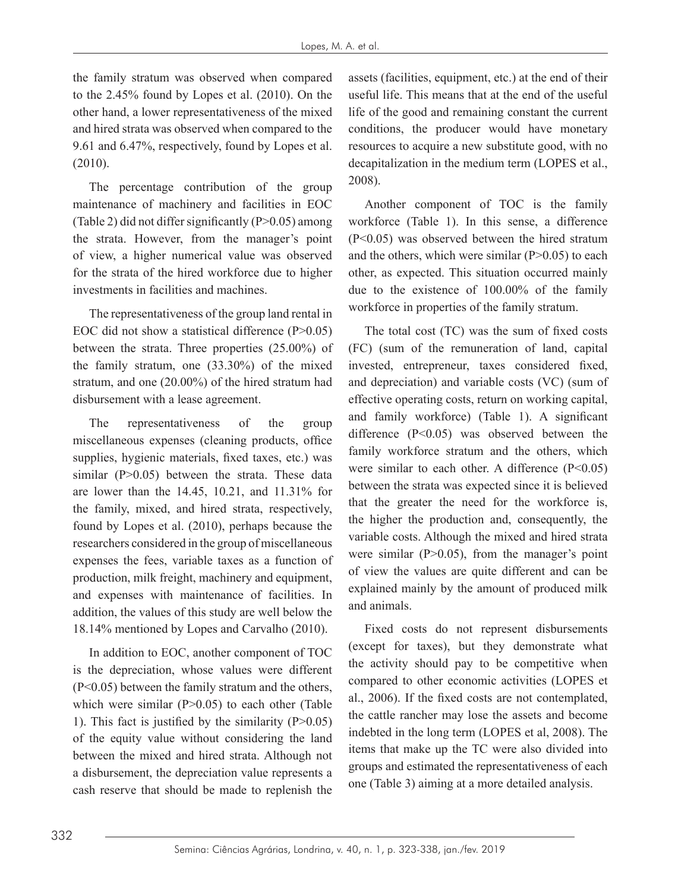the family stratum was observed when compared to the 2.45% found by Lopes et al. (2010). On the other hand, a lower representativeness of the mixed and hired strata was observed when compared to the 9.61 and 6.47%, respectively, found by Lopes et al. (2010).

The percentage contribution of the group maintenance of machinery and facilities in EOC (Table 2) did not differ significantly ($P>0.05$) among the strata. However, from the manager's point of view, a higher numerical value was observed for the strata of the hired workforce due to higher investments in facilities and machines.

The representativeness of the group land rental in EOC did not show a statistical difference ($P>0.05$) between the strata. Three properties (25.00%) of the family stratum, one (33.30%) of the mixed stratum, and one (20.00%) of the hired stratum had disbursement with a lease agreement.

The representativeness of the group miscellaneous expenses (cleaning products, office supplies, hygienic materials, fixed taxes, etc.) was similar ($P>0.05$) between the strata. These data are lower than the 14.45, 10.21, and 11.31% for the family, mixed, and hired strata, respectively, found by Lopes et al. (2010), perhaps because the researchers considered in the group of miscellaneous expenses the fees, variable taxes as a function of production, milk freight, machinery and equipment, and expenses with maintenance of facilities. In addition, the values of this study are well below the 18.14% mentioned by Lopes and Carvalho (2010).

In addition to EOC, another component of TOC is the depreciation, whose values were different ($P<0.05$) between the family stratum and the others, which were similar ($P>0.05$) to each other (Table 1). This fact is justified by the similarity ($P>0.05$) of the equity value without considering the land between the mixed and hired strata. Although not a disbursement, the depreciation value represents a cash reserve that should be made to replenish the assets (facilities, equipment, etc.) at the end of their useful life. This means that at the end of the useful life of the good and remaining constant the current conditions, the producer would have monetary resources to acquire a new substitute good, with no decapitalization in the medium term (LOPES et al., 2008).

Another component of TOC is the family workforce (Table 1). In this sense, a difference ($P<0.05$) was observed between the hired stratum and the others, which were similar ($P>0.05$) to each other, as expected. This situation occurred mainly due to the existence of 100.00% of the family workforce in properties of the family stratum.

The total cost (TC) was the sum of fixed costs (FC) (sum of the remuneration of land, capital invested, entrepreneur, taxes considered fixed, and depreciation) and variable costs (VC) (sum of effective operating costs, return on working capital, and family workforce) (Table 1). A significant difference ($P<0.05$) was observed between the family workforce stratum and the others, which were similar to each other. A difference ($P<0.05$) between the strata was expected since it is believed that the greater the need for the workforce is, the higher the production and, consequently, the variable costs. Although the mixed and hired strata were similar ($P>0.05$), from the manager's point of view the values are quite different and can be explained mainly by the amount of produced milk and animals.

Fixed costs do not represent disbursements (except for taxes), but they demonstrate what the activity should pay to be competitive when compared to other economic activities (LOPES et al., 2006). If the fixed costs are not contemplated, the cattle rancher may lose the assets and become indebted in the long term (LOPES et al, 2008). The items that make up the TC were also divided into groups and estimated the representativeness of each one (Table 3) aiming at a more detailed analysis.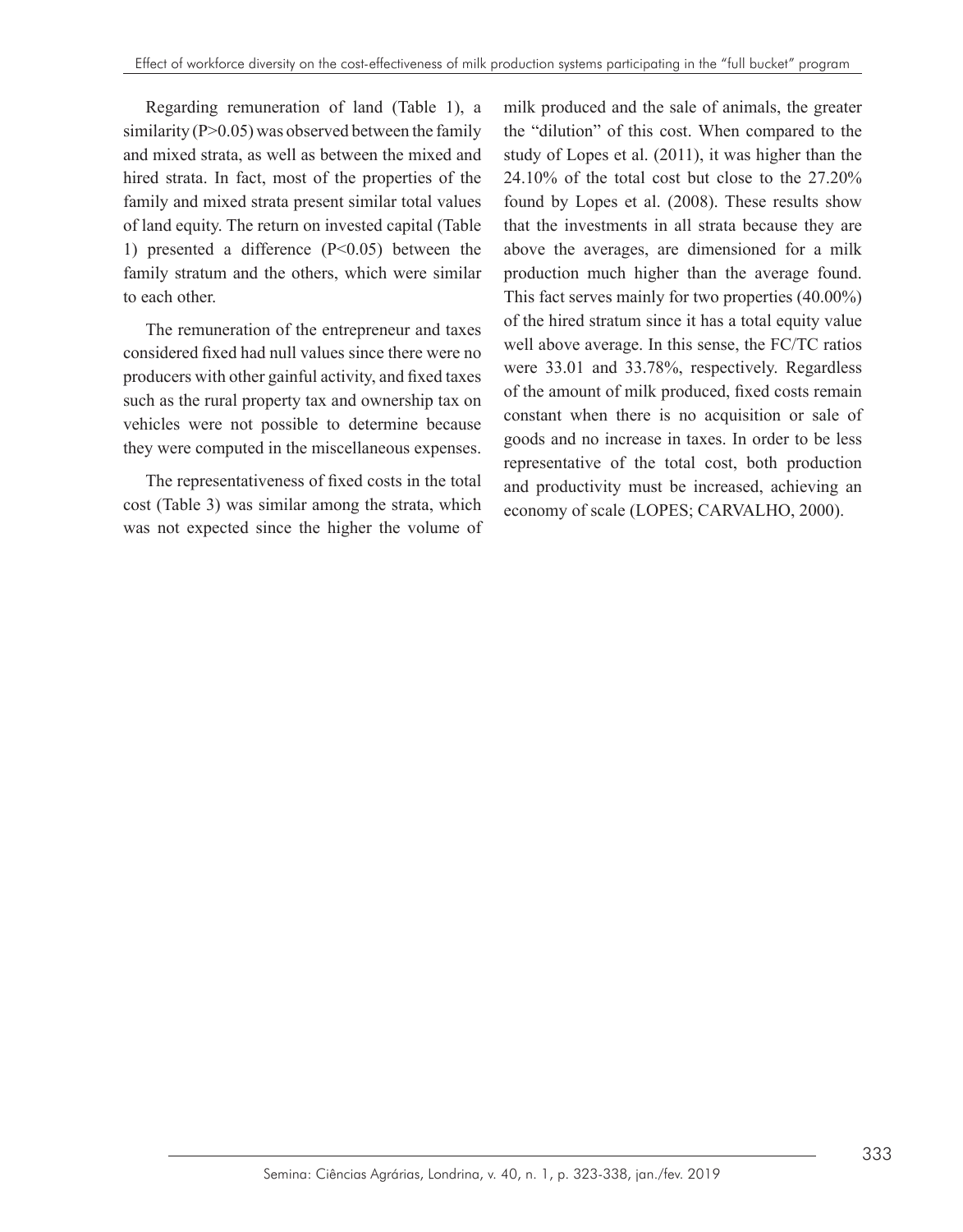Regarding remuneration of land (Table 1), a similarity ($P>0.05$) was observed between the family and mixed strata, as well as between the mixed and hired strata. In fact, most of the properties of the family and mixed strata present similar total values of land equity. The return on invested capital (Table 1) presented a difference ($P<0.05$) between the family stratum and the others, which were similar to each other.

The remuneration of the entrepreneur and taxes considered fixed had null values since there were no producers with other gainful activity, and fixed taxes such as the rural property tax and ownership tax on vehicles were not possible to determine because they were computed in the miscellaneous expenses.

The representativeness of fixed costs in the total cost (Table 3) was similar among the strata, which was not expected since the higher the volume of milk produced and the sale of animals, the greater the "dilution" of this cost. When compared to the study of Lopes et al. (2011), it was higher than the 24.10% of the total cost but close to the 27.20% found by Lopes et al. (2008). These results show that the investments in all strata because they are above the averages, are dimensioned for a milk production much higher than the average found. This fact serves mainly for two properties (40.00%) of the hired stratum since it has a total equity value well above average. In this sense, the FC/TC ratios were 33.01 and 33.78%, respectively. Regardless of the amount of milk produced, fixed costs remain constant when there is no acquisition or sale of goods and no increase in taxes. In order to be less representative of the total cost, both production and productivity must be increased, achieving an economy of scale (LOPES; CARVALHO, 2000).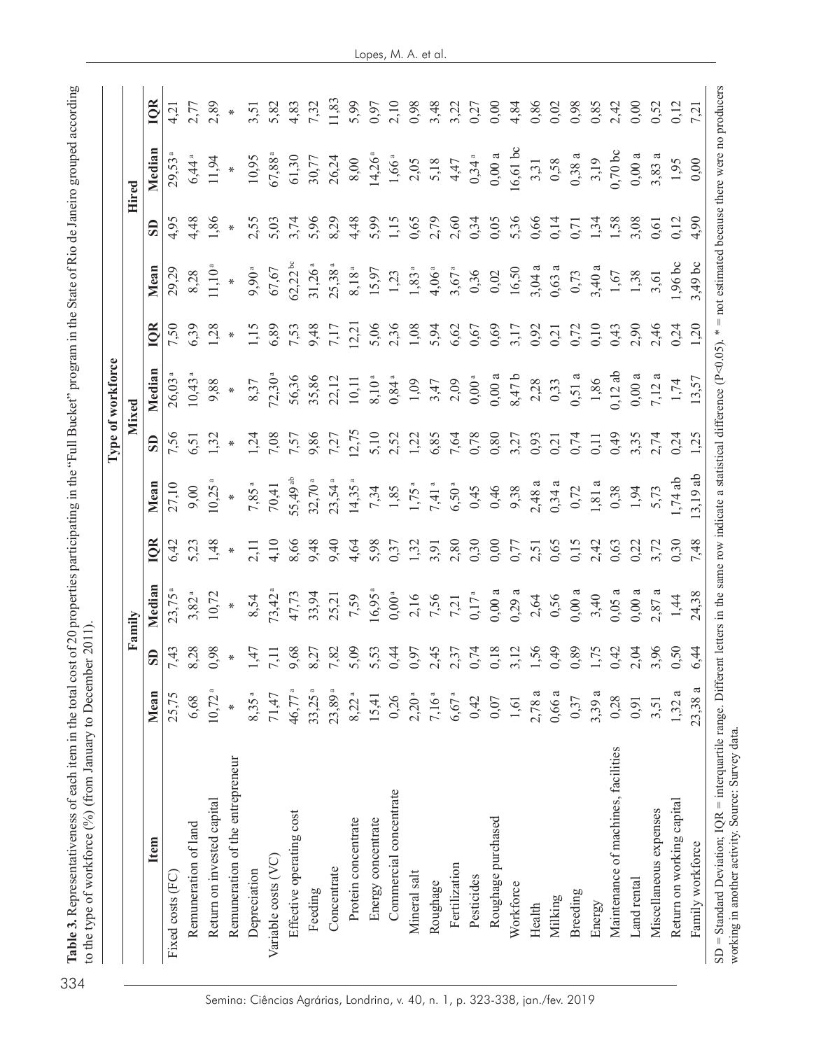**Table 3.** Representativeness of each item in the total cost of 20 properties participating in the "Full Bucket" program in the State of Rio de Janeiro grouped according to the type of workforce (%) (from January to December 2011).

| Item | Type of workforce | | | | | | | | | | | |
|---|---|---|---|---|---|---|---|---|---|---|---|---|
| | Family | | | | Mixed | | | | Hired | | | |
| | Mean | SD | Median | IQR | Mean | SD | Median | IQR | Mean | SD | Median | IQR |
| Fixed costs (FC) | 25,75 | 7,43 | 23,75 [a] | 6,42 | 27,10 | 7,56 | 26,03 [a] | 7,50 | 29,29 | 4,95 | 29,53 [a] | 4,21 |
| Remuneration of land | 6,68 | 8,28 | 3,82 [a] | 5,23 | 9,00 | 6,51 | 10,43 [a] | 6,39 | 8,28 | 4,48 | 6,44 [a] | 2,77 |
| Return on invested capital | 10,72 [a] | 0,98 | 10,72 | 1,48 | 10,25 [a] | 1,32 | 9,88 | 1,28 | 11,10 [a] | 1,86 | 11,94 | 2,89 |
| Remuneration of the entrepreneur | * | * | * | * | * | * | * | * | * | * | * | * |
| Depreciation | 8,35 [a] | 1,47 | 8,54 | 2,11 | 7,85 [a] | 1,24 | 8,37 | 1,15 | 9,90 [a] | 2,55 | 10,95 | 3,51 |
| Variable costs (VC) | 71,47 | 7,11 | 73,42 [a] | 4,10 | 70,41 | 7,08 | 72,30 [a] | 6,89 | 67,67 | 5,03 | 67,88 [a] | 5,82 |
| Effective operating cost | 46,77 [a] | 9,68 | 47,73 | 8,66 | 55,49 [ab] | 7,57 | 56,36 | 7,53 | 62,22 [bc] | 3,74 | 61,30 | 4,83 |
| Feeding | 33,25 [a] | 8,27 | 33,94 | 9,48 | 32,70 [a] | 9,86 | 35,86 | 9,48 | 31,26 [a] | 5,96 | 30,77 | 7,32 |
| Concentrate | 23,89 [a] | 7,82 | 25,21 | 9,40 | 23,54 [a] | 7,27 | 22,12 | 7,17 | 25,38 [a] | 8,29 | 26,24 | 11,83 |
| Protein concentrate | 8,22 [a] | 5,09 | 7,59 | 4,64 | 14,35 [a] | 12,75 | 10,11 | 12,21 | 8,18 [a] | 4,48 | 8,00 | 5,99 |
| Energy concentrate | 15,41 | 5,53 | 16,95 [a] | 5,98 | 7,34 | 5,10 | 8,10 [a] | 5,06 | 15,97 | 5,99 | 14,26 [a] | 0,97 |
| Commercial concentrate | 0,26 | 0,44 | 0,00 [a] | 0,37 | 1,85 | 2,52 | 0,84 [a] | 2,36 | 1,23 | 1,15 | 1,66 [a] | 2,10 |
| Mineral salt | 2,20 [a] | 0,97 | 2,16 | 1,32 | 1,75 [a] | 1,22 | 1,09 | 1,08 | 1,83 [a] | 0,65 | 2,05 | 0,98 |
| Roughage | 7,16 [a] | 2,45 | 7,56 | 3,91 | 7,41 [a] | 6,85 | 3,47 | 5,94 | 4,06 [a] | 2,79 | 5,18 | 3,48 |
| Fertilization | 6,67 [a] | 2,37 | 7,21 | 2,80 | 6,50 [a] | 7,64 | 2,09 | 6,62 | 3,67 [a] | 2,60 | 4,47 | 3,22 |
| Pesticides | 0,42 | 0,74 | 0,17 [a] | 0,30 | 0,45 | 0,78 | 0,00 [a] | 0,67 | 0,36 | 0,34 | 0,34 [a] | 0,27 |
| Roughage purchased | 0,07 | 0,18 | 0,00 a | 0,00 | 0,46 | 0,80 | 0,00 a | 0,69 | 0,02 | 0,05 | 0,00 a | 0,00 |
| Workforce | 1,61 | 3,12 | 0,29 a | 0,77 | 9,38 | 3,27 | 8,47 b | 3,17 | 16,50 | 5,36 | 16,61 bc | 4,84 |
| Health | 2,78 a | 1,56 | 2,64 | 2,51 | 2,48 a | 0,93 | 2,28 | 0,92 | 3,04 a | 0,66 | 3,31 | 0,86 |
| Milking | 0,66 a | 0,49 | 0,56 | 0,65 | 0,34 a | 0,21 | 0,33 | 0,21 | 0,63 a | 0,14 | 0,58 | 0,02 |
| Breeding | 0,37 | 0,89 | 0,00 a | 0,15 | 0,72 | 0,74 | 0,51 a | 0,72 | 0,73 | 0,71 | 0,38 a | 0,98 |
| Energy | 3,39 a | 1,75 | 3,40 | 2,42 | 1,81 a | 0,11 | 1,86 | 0,10 | 3,40 a | 1,34 | 3,19 | 0,85 |
| Maintenance of machines, facilities | 0,28 | 0,42 | 0,05 a | 0,63 | 0,38 | 0,49 | 0,12 ab | 0,43 | 1,67 | 1,58 | 0,70 bc | 2,42 |
| Land rental | 0,91 | 2,04 | 0,00 a | 0,22 | 1,94 | 3,35 | 0,00 a | 2,90 | 1,38 | 3,08 | 0,00 a | 0,00 |
| Miscellaneous expenses | 3,51 | 3,96 | 2,87 a | 3,72 | 5,73 | 2,74 | 7,12 a | 2,46 | 3,61 | 0,61 | 3,83 a | 0,52 |
| Return on working capital | 1,32 a | 0,50 | 1,44 | 0,30 | 1,74 ab | 0,24 | 1,74 | 0,24 | 1,96 bc | 0,12 | 1,95 | 0,12 |
| Family workforce | 23,38 a | 6,44 | 24,38 | 7,48 | 13,19 ab | 1,25 | 13,57 | 1,20 | 3,49 bc | 4,90 | 0,00 | 7,21 |

SD = Standard Deviation; IQR = interquartile range. Different letters in the same row indicate a statistical difference ($P<0.05$). * = not estimated because there were no producers working in another activity. Source: Survey data.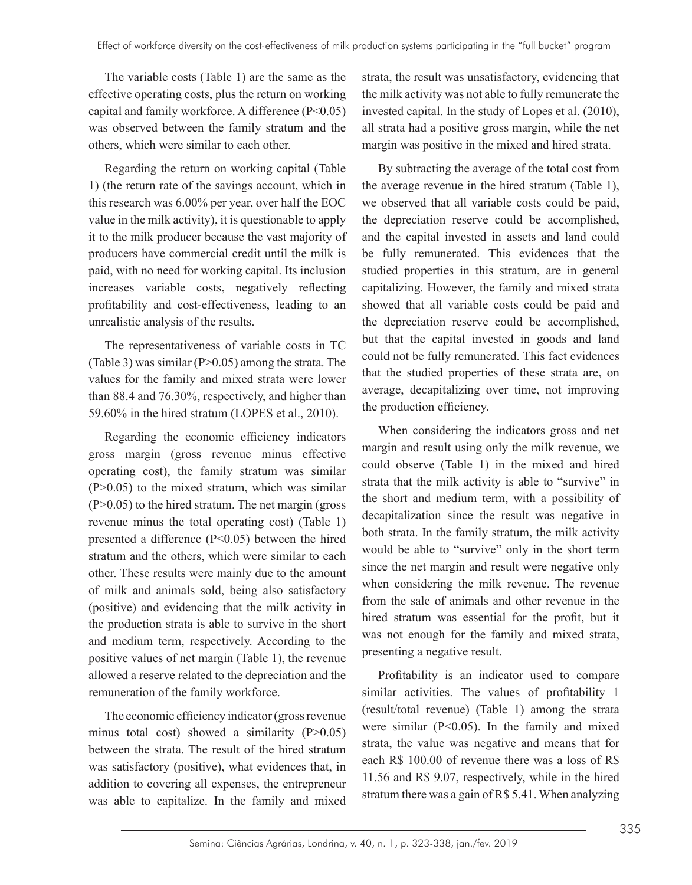The variable costs (Table 1) are the same as the effective operating costs, plus the return on working capital and family workforce. A difference ($P<0.05$) was observed between the family stratum and the others, which were similar to each other.

Regarding the return on working capital (Table 1) (the return rate of the savings account, which in this research was 6.00% per year, over half the EOC value in the milk activity), it is questionable to apply it to the milk producer because the vast majority of producers have commercial credit until the milk is paid, with no need for working capital. Its inclusion increases variable costs, negatively reflecting profitability and cost-effectiveness, leading to an unrealistic analysis of the results.

The representativeness of variable costs in TC (Table 3) was similar ($P>0.05$) among the strata. The values for the family and mixed strata were lower than 88.4 and 76.30%, respectively, and higher than 59.60% in the hired stratum (LOPES et al., 2010).

Regarding the economic efficiency indicators gross margin (gross revenue minus effective operating cost), the family stratum was similar ($P>0.05$) to the mixed stratum, which was similar ($P>0.05$) to the hired stratum. The net margin (gross revenue minus the total operating cost) (Table 1) presented a difference ($P<0.05$) between the hired stratum and the others, which were similar to each other. These results were mainly due to the amount of milk and animals sold, being also satisfactory (positive) and evidencing that the milk activity in the production strata is able to survive in the short and medium term, respectively. According to the positive values of net margin (Table 1), the revenue allowed a reserve related to the depreciation and the remuneration of the family workforce.

The economic efficiency indicator (gross revenue minus total cost) showed a similarity ($P>0.05$) between the strata. The result of the hired stratum was satisfactory (positive), what evidences that, in addition to covering all expenses, the entrepreneur was able to capitalize. In the family and mixed strata, the result was unsatisfactory, evidencing that the milk activity was not able to fully remunerate the invested capital. In the study of Lopes et al. (2010), all strata had a positive gross margin, while the net margin was positive in the mixed and hired strata.

By subtracting the average of the total cost from the average revenue in the hired stratum (Table 1), we observed that all variable costs could be paid, the depreciation reserve could be accomplished, and the capital invested in assets and land could be fully remunerated. This evidences that the studied properties in this stratum, are in general capitalizing. However, the family and mixed strata showed that all variable costs could be paid and the depreciation reserve could be accomplished, but that the capital invested in goods and land could not be fully remunerated. This fact evidences that the studied properties of these strata are, on average, decapitalizing over time, not improving the production efficiency.

When considering the indicators gross and net margin and result using only the milk revenue, we could observe (Table 1) in the mixed and hired strata that the milk activity is able to "survive" in the short and medium term, with a possibility of decapitalization since the result was negative in both strata. In the family stratum, the milk activity would be able to "survive" only in the short term since the net margin and result were negative only when considering the milk revenue. The revenue from the sale of animals and other revenue in the hired stratum was essential for the profit, but it was not enough for the family and mixed strata, presenting a negative result.

Profitability is an indicator used to compare similar activities. The values of profitability 1 (result/total revenue) (Table 1) among the strata were similar ($P<0.05$). In the family and mixed strata, the value was negative and means that for each R$ 100.00 of revenue there was a loss of R$ 11.56 and R$ 9.07, respectively, while in the hired stratum there was a gain of R$ 5.41. When analyzing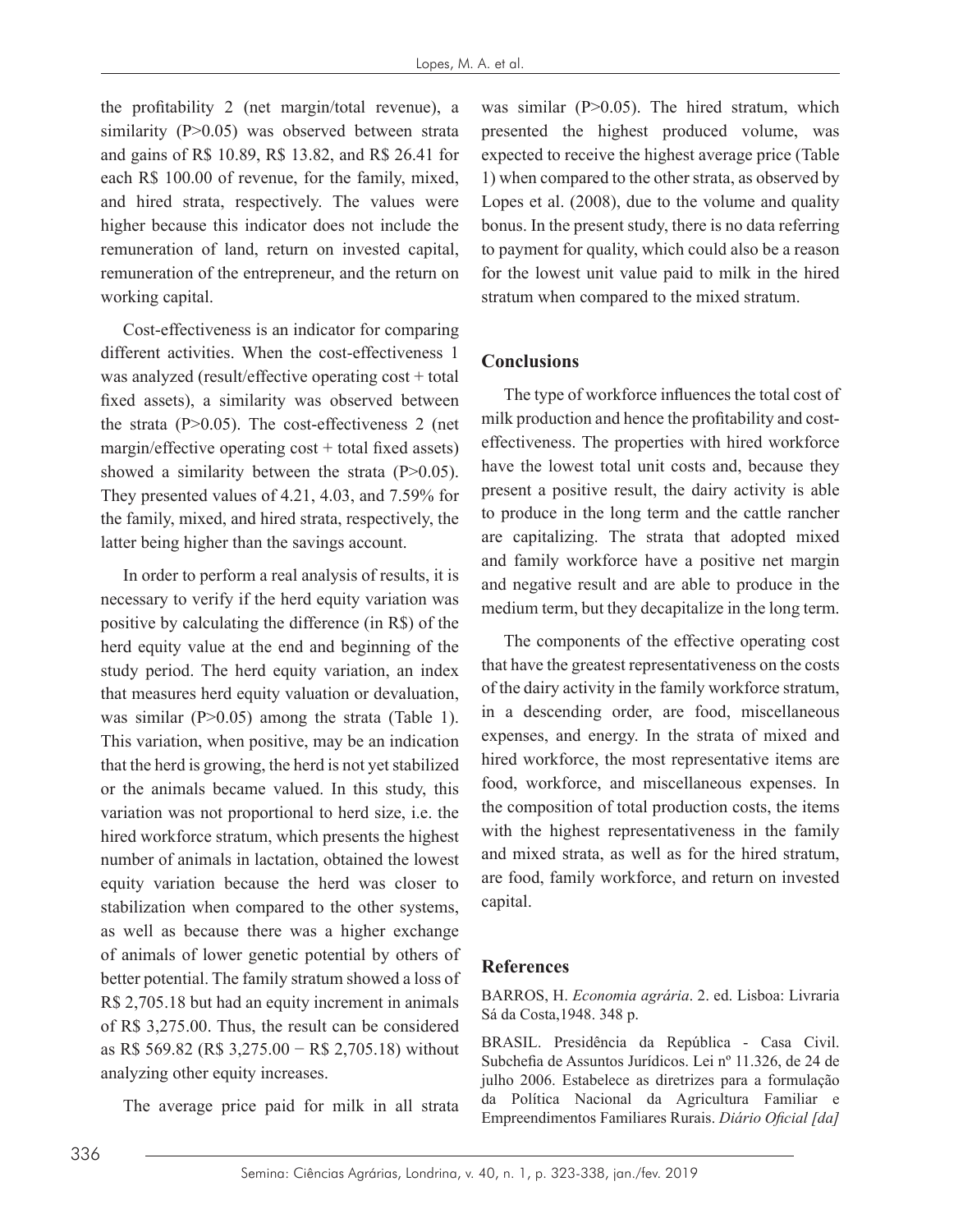the profitability 2 (net margin/total revenue), a similarity ($P>0.05$) was observed between strata and gains of R$ 10.89, R$ 13.82, and R$ 26.41 for each R$ 100.00 of revenue, for the family, mixed, and hired strata, respectively. The values were higher because this indicator does not include the remuneration of land, return on invested capital, remuneration of the entrepreneur, and the return on working capital.

Cost-effectiveness is an indicator for comparing different activities. When the cost-effectiveness 1 was analyzed (result/effective operating cost + total fixed assets), a similarity was observed between the strata ($P>0.05$). The cost-effectiveness 2 (net margin/effective operating cost + total fixed assets) showed a similarity between the strata ($P>0.05$). They presented values of 4.21, 4.03, and 7.59% for the family, mixed, and hired strata, respectively, the latter being higher than the savings account.

In order to perform a real analysis of results, it is necessary to verify if the herd equity variation was positive by calculating the difference (in R$) of the herd equity value at the end and beginning of the study period. The herd equity variation, an index that measures herd equity valuation or devaluation, was similar ($P>0.05$) among the strata (Table 1). This variation, when positive, may be an indication that the herd is growing, the herd is not yet stabilized or the animals became valued. In this study, this variation was not proportional to herd size, i.e. the hired workforce stratum, which presents the highest number of animals in lactation, obtained the lowest equity variation because the herd was closer to stabilization when compared to the other systems, as well as because there was a higher exchange of animals of lower genetic potential by others of better potential. The family stratum showed a loss of R$ 2,705.18 but had an equity increment in animals of R$ 3,275.00. Thus, the result can be considered as R$ 569.82 (R$ 3,275.00 − R$ 2,705.18) without analyzing other equity increases.

The average price paid for milk in all strata was similar ($P>0.05$). The hired stratum, which presented the highest produced volume, was expected to receive the highest average price (Table 1) when compared to the other strata, as observed by Lopes et al. (2008), due to the volume and quality bonus. In the present study, there is no data referring to payment for quality, which could also be a reason for the lowest unit value paid to milk in the hired stratum when compared to the mixed stratum.

## Conclusions

The type of workforce influences the total cost of milk production and hence the profitability and cost-effectiveness. The properties with hired workforce have the lowest total unit costs and, because they present a positive result, the dairy activity is able to produce in the long term and the cattle rancher are capitalizing. The strata that adopted mixed and family workforce have a positive net margin and negative result and are able to produce in the medium term, but they decapitalize in the long term.

The components of the effective operating cost that have the greatest representativeness on the costs of the dairy activity in the family workforce stratum, in a descending order, are food, miscellaneous expenses, and energy. In the strata of mixed and hired workforce, the most representative items are food, workforce, and miscellaneous expenses. In the composition of total production costs, the items with the highest representativeness in the family and mixed strata, as well as for the hired stratum, are food, family workforce, and return on invested capital.

## References

BARROS, H. *Economia agrária*. 2. ed. Lisboa: Livraria Sá da Costa,1948. 348 p.

BRASIL. Presidência da República - Casa Civil. Subchefia de Assuntos Jurídicos. Lei nº 11.326, de 24 de julho 2006. Estabelece as diretrizes para a formulação da Política Nacional da Agricultura Familiar e Empreendimentos Familiares Rurais. *Diário Oficial [da]*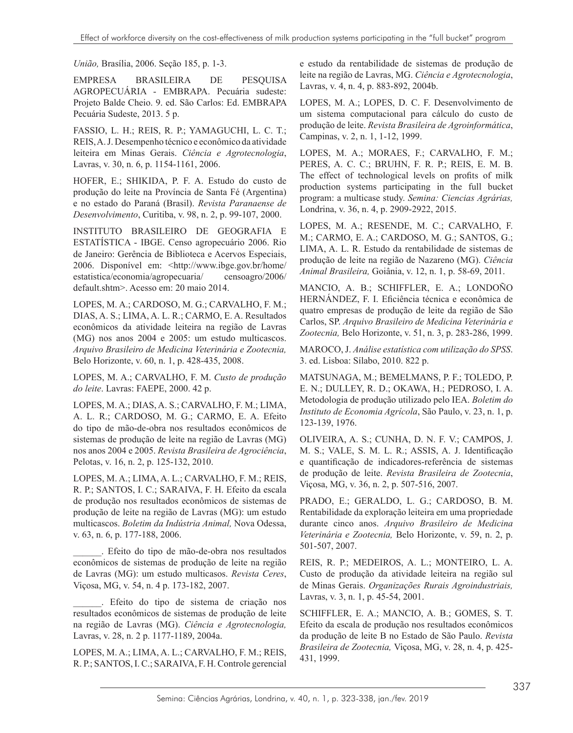*União,* Brasília, 2006. Seção 185, p. 1-3.

EMPRESA BRASILEIRA DE PESQUISA AGROPECUÁRIA - EMBRAPA. Pecuária sudeste: Projeto Balde Cheio. 9. ed. São Carlos: Ed. EMBRAPA Pecuária Sudeste, 2013. 5 p.

FASSIO, L. H.; REIS, R. P.; YAMAGUCHI, L. C. T.; REIS, A. J. Desempenho técnico e econômico da atividade leiteira em Minas Gerais. *Ciência e Agrotecnologia*, Lavras, v. 30, n. 6, p. 1154-1161, 2006.

HOFER, E.; SHIKIDA, P. F. A. Estudo do custo de produção do leite na Província de Santa Fé (Argentina) e no estado do Paraná (Brasil). *Revista Paranaense de Desenvolvimento*, Curitiba, v. 98, n. 2, p. 99-107, 2000.

INSTITUTO BRASILEIRO DE GEOGRAFIA E ESTATÍSTICA - IBGE. Censo agropecuário 2006. Rio de Janeiro: Gerência de Biblioteca e Acervos Especiais, 2006. Disponível em: <http://www.ibge.gov.br/home/estatistica/economia/agropecuaria/censoagro/2006/default.shtm>. Acesso em: 20 maio 2014.

LOPES, M. A.; CARDOSO, M. G.; CARVALHO, F. M.; DIAS, A. S.; LIMA, A. L. R.; CARMO, E. A. Resultados econômicos da atividade leiteira na região de Lavras (MG) nos anos 2004 e 2005: um estudo multicascos. *Arquivo Brasileiro de Medicina Veterinária e Zootecnia,* Belo Horizonte, v. 60, n. 1, p. 428-435, 2008.

LOPES, M. A.; CARVALHO, F. M. *Custo de produção do leite*. Lavras: FAEPE, 2000. 42 p.

LOPES, M. A.; DIAS, A. S.; CARVALHO, F. M.; LIMA, A. L. R.; CARDOSO, M. G.; CARMO, E. A. Efeito do tipo de mão-de-obra nos resultados econômicos de sistemas de produção de leite na região de Lavras (MG) nos anos 2004 e 2005. *Revista Brasileira de Agrociência*, Pelotas, v. 16, n. 2, p. 125-132, 2010.

LOPES, M. A.; LIMA, A. L.; CARVALHO, F. M.; REIS, R. P.; SANTOS, I. C.; SARAIVA, F. H. Efeito da escala de produção nos resultados econômicos de sistemas de produção de leite na região de Lavras (MG): um estudo multicascos. *Boletim da Indústria Animal,* Nova Odessa, v. 63, n. 6, p. 177-188, 2006.

______. Efeito do tipo de mão-de-obra nos resultados econômicos de sistemas de produção de leite na região de Lavras (MG): um estudo multicasos. *Revista Ceres*, Viçosa, MG, v. 54, n. 4 p. 173-182, 2007.

______. Efeito do tipo de sistema de criação nos resultados econômicos de sistemas de produção de leite na região de Lavras (MG). *Ciência e Agrotecnologia,* Lavras, v. 28, n. 2 p. 1177-1189, 2004a.

LOPES, M. A.; LIMA, A. L.; CARVALHO, F. M.; REIS, R. P.; SANTOS, I. C.; SARAIVA, F. H. Controle gerencial e estudo da rentabilidade de sistemas de produção de leite na região de Lavras, MG. *Ciência e Agrotecnologia*, Lavras, v. 4, n. 4, p. 883-892, 2004b.

LOPES, M. A.; LOPES, D. C. F. Desenvolvimento de um sistema computacional para cálculo do custo de produção de leite. *Revista Brasileira de Agroinformática*, Campinas, v. 2, n. 1, 1-12, 1999.

LOPES, M. A.; MORAES, F.; CARVALHO, F. M.; PERES, A. C. C.; BRUHN, F. R. P.; REIS, E. M. B. The effect of technological levels on profits of milk production systems participating in the full bucket program: a multicase study. *Semina: Ciencias Agrárias,* Londrina, v. 36, n. 4, p. 2909-2922, 2015.

LOPES, M. A.; RESENDE, M. C.; CARVALHO, F. M.; CARMO, E. A.; CARDOSO, M. G.; SANTOS, G.; LIMA, A. L. R. Estudo da rentabilidade de sistemas de produção de leite na região de Nazareno (MG). *Ciência Animal Brasileira,* Goiânia, v. 12, n. 1, p. 58-69, 2011.

MANCIO, A. B.; SCHIFFLER, E. A.; LONDOÑO HERNÁNDEZ, F. I. Eficiência técnica e econômica de quatro empresas de produção de leite da região de São Carlos, SP. *Arquivo Brasileiro de Medicina Veterinária e Zootecnia,* Belo Horizonte, v. 51, n. 3, p. 283-286, 1999.

MAROCO, J. *Análise estatística com utilização do SPSS*. 3. ed. Lisboa: Sílabo, 2010. 822 p.

MATSUNAGA, M.; BEMELMANS, P. F.; TOLEDO, P. E. N.; DULLEY, R. D.; OKAWA, H.; PEDROSO, I. A. Metodologia de produção utilizado pelo IEA. *Boletim do Instituto de Economia Agrícola*, São Paulo, v. 23, n. 1, p. 123-139, 1976.

OLIVEIRA, A. S.; CUNHA, D. N. F. V.; CAMPOS, J. M. S.; VALE, S. M. L. R.; ASSIS, A. J. Identificação e quantificação de indicadores-referência de sistemas de produção de leite. *Revista Brasileira de Zootecnia*, Viçosa, MG, v. 36, n. 2, p. 507-516, 2007.

PRADO, E.; GERALDO, L. G.; CARDOSO, B. M. Rentabilidade da exploração leiteira em uma propriedade durante cinco anos. *Arquivo Brasileiro de Medicina Veterinária e Zootecnia,* Belo Horizonte, v. 59, n. 2, p. 501-507, 2007.

REIS, R. P.; MEDEIROS, A. L.; MONTEIRO, L. A. Custo de produção da atividade leiteira na região sul de Minas Gerais. *Organizações Rurais Agroindustriais,* Lavras, v. 3, n. 1, p. 45-54, 2001.

SCHIFFLER, E. A.; MANCIO, A. B.; GOMES, S. T. Efeito da escala de produção nos resultados econômicos da produção de leite B no Estado de São Paulo. *Revista Brasileira de Zootecnia,* Viçosa, MG, v. 28, n. 4, p. 425-431, 1999.